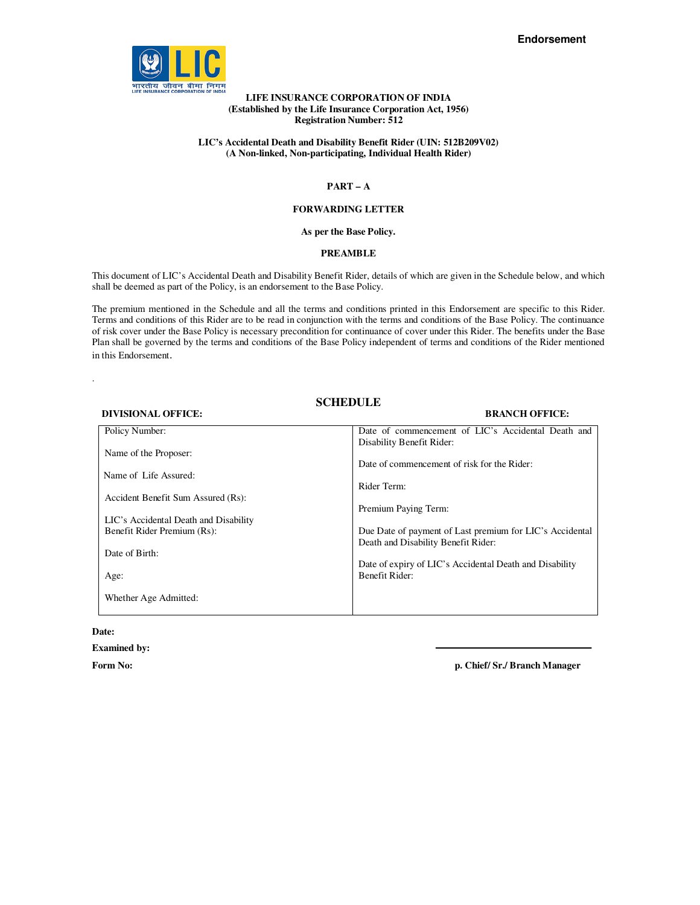**Endorsement**

**LIFE INSURANCE CORPORATION OF INDIA**
**(Established by the Life Insurance Corporation Act, 1956)**
**Registration Number: 512**

**LIC's Accidental Death and Disability Benefit Rider (UIN: 512B209V02)**
**(A Non-linked, Non-participating, Individual Health Rider)**

## PART – A

### FORWARDING LETTER

**As per the Base Policy.**

### PREAMBLE

This document of LIC's Accidental Death and Disability Benefit Rider, details of which are given in the Schedule below, and which shall be deemed as part of the Policy, is an endorsement to the Base Policy.

The premium mentioned in the Schedule and all the terms and conditions printed in this Endorsement are specific to this Rider. Terms and conditions of this Rider are to be read in conjunction with the terms and conditions of the Base Policy. The continuance of risk cover under the Base Policy is necessary precondition for continuance of cover under this Rider. The benefits under the Base Plan shall be governed by the terms and conditions of the Base Policy independent of terms and conditions of the Rider mentioned in this Endorsement.

.

### SCHEDULE

| **DIVISIONAL OFFICE:** | **BRANCH OFFICE:** |
|---|---|
| Policy Number: | Date of commencement of LIC's Accidental Death and Disability Benefit Rider: |
| Name of the Proposer: | Date of commencement of risk for the Rider: |
| Name of Life Assured: | Rider Term: |
| Accident Benefit Sum Assured (Rs): | Premium Paying Term: |
| LIC's Accidental Death and Disability Benefit Rider Premium (Rs): | Due Date of payment of Last premium for LIC's Accidental Death and Disability Benefit Rider: |
| Date of Birth: | Date of expiry of LIC's Accidental Death and Disability Benefit Rider: |
| Age: | |
| Whether Age Admitted: | |

**Date:**

**Examined by:**

**Form No:**

**p. Chief/ Sr./ Branch Manager**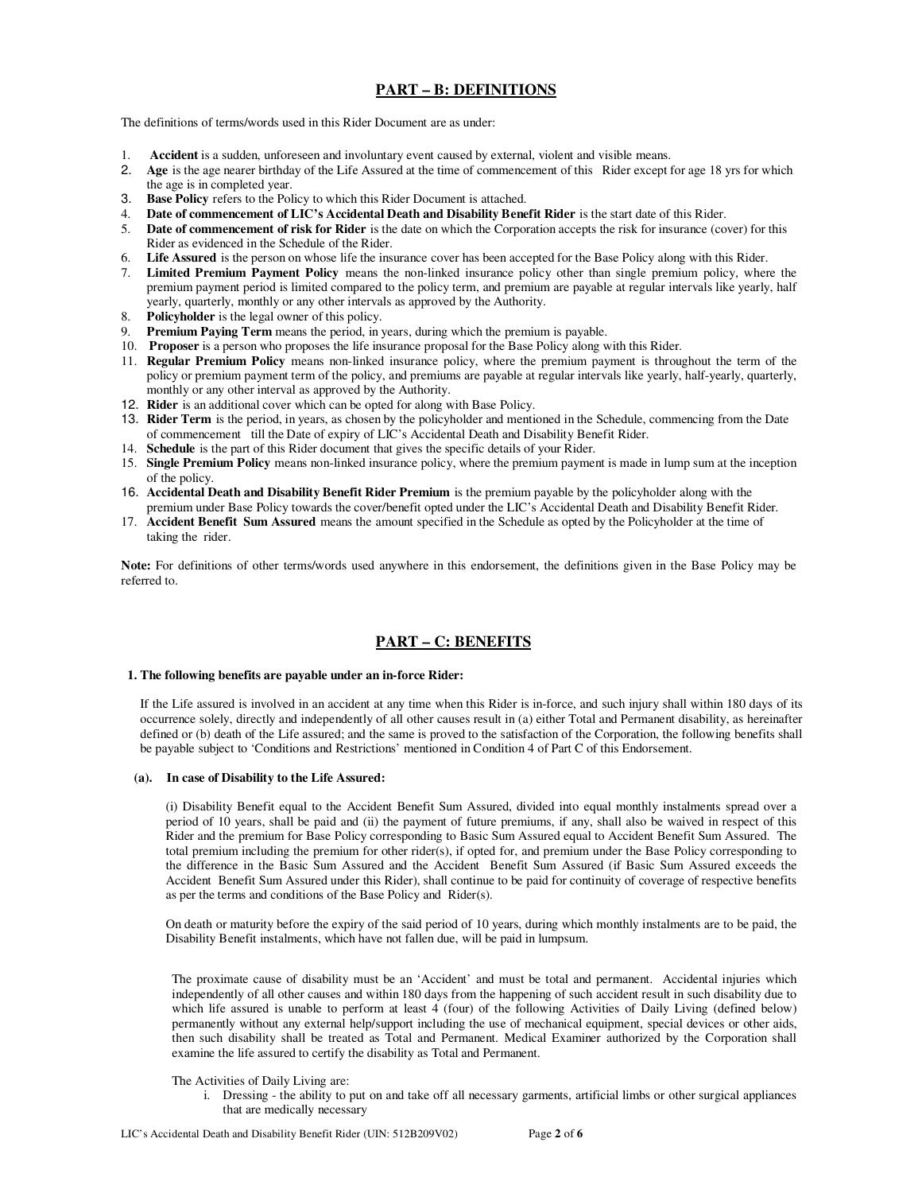## PART – B: DEFINITIONS

The definitions of terms/words used in this Rider Document are as under:

1. **Accident** is a sudden, unforeseen and involuntary event caused by external, violent and visible means.
2. **Age** is the age nearer birthday of the Life Assured at the time of commencement of this Rider except for age 18 yrs for which the age is in completed year.
3. **Base Policy** refers to the Policy to which this Rider Document is attached.
4. **Date of commencement of LIC's Accidental Death and Disability Benefit Rider** is the start date of this Rider.
5. **Date of commencement of risk for Rider** is the date on which the Corporation accepts the risk for insurance (cover) for this Rider as evidenced in the Schedule of the Rider.
6. **Life Assured** is the person on whose life the insurance cover has been accepted for the Base Policy along with this Rider.
7. **Limited Premium Payment Policy** means the non-linked insurance policy other than single premium policy, where the premium payment period is limited compared to the policy term, and premium are payable at regular intervals like yearly, half yearly, quarterly, monthly or any other intervals as approved by the Authority.
8. **Policyholder** is the legal owner of this policy.
9. **Premium Paying Term** means the period, in years, during which the premium is payable.
10. **Proposer** is a person who proposes the life insurance proposal for the Base Policy along with this Rider.
11. **Regular Premium Policy** means non-linked insurance policy, where the premium payment is throughout the term of the policy or premium payment term of the policy, and premiums are payable at regular intervals like yearly, half-yearly, quarterly, monthly or any other interval as approved by the Authority.
12. **Rider** is an additional cover which can be opted for along with Base Policy.
13. **Rider Term** is the period, in years, as chosen by the policyholder and mentioned in the Schedule, commencing from the Date of commencement till the Date of expiry of LIC's Accidental Death and Disability Benefit Rider.
14. **Schedule** is the part of this Rider document that gives the specific details of your Rider.
15. **Single Premium Policy** means non-linked insurance policy, where the premium payment is made in lump sum at the inception of the policy.
16. **Accidental Death and Disability Benefit Rider Premium** is the premium payable by the policyholder along with the premium under Base Policy towards the cover/benefit opted under the LIC's Accidental Death and Disability Benefit Rider.
17. **Accident Benefit Sum Assured** means the amount specified in the Schedule as opted by the Policyholder at the time of taking the rider.

**Note:** For definitions of other terms/words used anywhere in this endorsement, the definitions given in the Base Policy may be referred to.

## PART – C: BENEFITS

**1. The following benefits are payable under an in-force Rider:**

If the Life assured is involved in an accident at any time when this Rider is in-force, and such injury shall within 180 days of its occurrence solely, directly and independently of all other causes result in (a) either Total and Permanent disability, as hereinafter defined or (b) death of the Life assured; and the same is proved to the satisfaction of the Corporation, the following benefits shall be payable subject to 'Conditions and Restrictions' mentioned in Condition 4 of Part C of this Endorsement.

**(a). In case of Disability to the Life Assured:**

(i) Disability Benefit equal to the Accident Benefit Sum Assured, divided into equal monthly instalments spread over a period of 10 years, shall be paid and (ii) the payment of future premiums, if any, shall also be waived in respect of this Rider and the premium for Base Policy corresponding to Basic Sum Assured equal to Accident Benefit Sum Assured. The total premium including the premium for other rider(s), if opted for, and premium under the Base Policy corresponding to the difference in the Basic Sum Assured and the Accident Benefit Sum Assured (if Basic Sum Assured exceeds the Accident Benefit Sum Assured under this Rider), shall continue to be paid for continuity of coverage of respective benefits as per the terms and conditions of the Base Policy and Rider(s).

On death or maturity before the expiry of the said period of 10 years, during which monthly instalments are to be paid, the Disability Benefit instalments, which have not fallen due, will be paid in lumpsum.

The proximate cause of disability must be an 'Accident' and must be total and permanent. Accidental injuries which independently of all other causes and within 180 days from the happening of such accident result in such disability due to which life assured is unable to perform at least 4 (four) of the following Activities of Daily Living (defined below) permanently without any external help/support including the use of mechanical equipment, special devices or other aids, then such disability shall be treated as Total and Permanent. Medical Examiner authorized by the Corporation shall examine the life assured to certify the disability as Total and Permanent.

The Activities of Daily Living are:

i. Dressing - the ability to put on and take off all necessary garments, artificial limbs or other surgical appliances that are medically necessary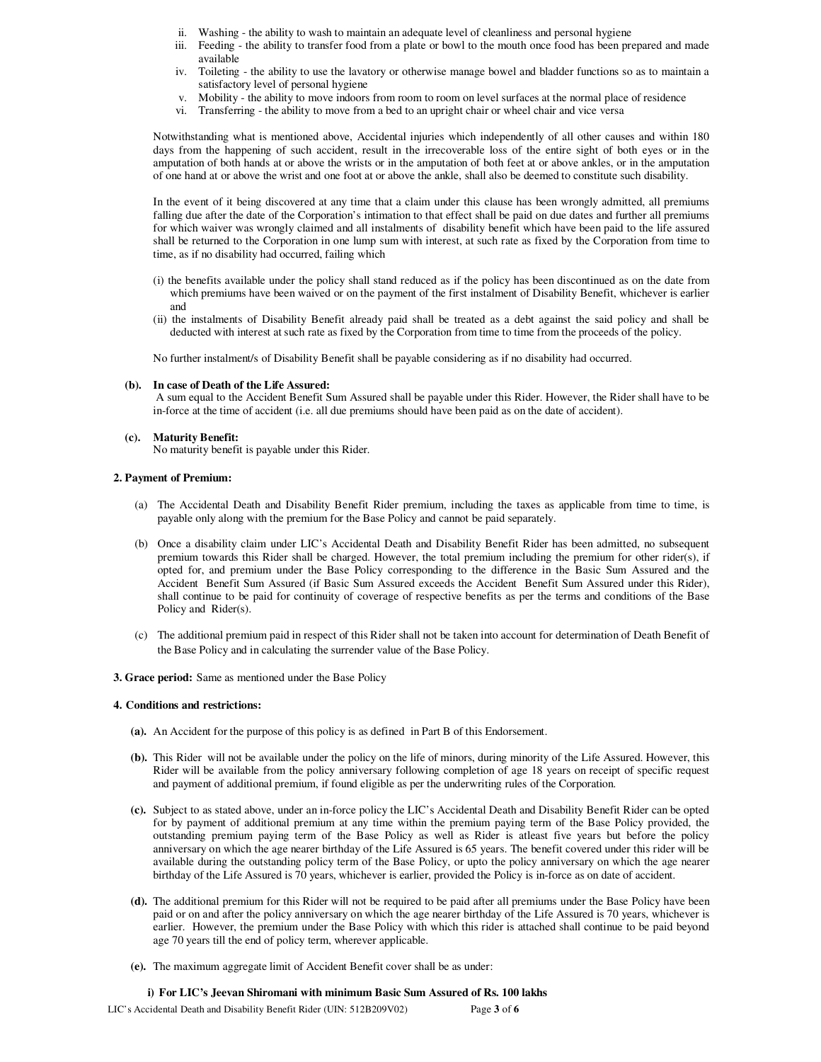ii. Washing - the ability to wash to maintain an adequate level of cleanliness and personal hygiene
iii. Feeding - the ability to transfer food from a plate or bowl to the mouth once food has been prepared and made available
iv. Toileting - the ability to use the lavatory or otherwise manage bowel and bladder functions so as to maintain a satisfactory level of personal hygiene
v. Mobility - the ability to move indoors from room to room on level surfaces at the normal place of residence
vi. Transferring - the ability to move from a bed to an upright chair or wheel chair and vice versa

Notwithstanding what is mentioned above, Accidental injuries which independently of all other causes and within 180 days from the happening of such accident, result in the irrecoverable loss of the entire sight of both eyes or in the amputation of both hands at or above the wrists or in the amputation of both feet at or above ankles, or in the amputation of one hand at or above the wrist and one foot at or above the ankle, shall also be deemed to constitute such disability.

In the event of it being discovered at any time that a claim under this clause has been wrongly admitted, all premiums falling due after the date of the Corporation's intimation to that effect shall be paid on due dates and further all premiums for which waiver was wrongly claimed and all instalments of disability benefit which have been paid to the life assured shall be returned to the Corporation in one lump sum with interest, at such rate as fixed by the Corporation from time to time, as if no disability had occurred, failing which

(i) the benefits available under the policy shall stand reduced as if the policy has been discontinued as on the date from which premiums have been waived or on the payment of the first instalment of Disability Benefit, whichever is earlier and
(ii) the instalments of Disability Benefit already paid shall be treated as a debt against the said policy and shall be deducted with interest at such rate as fixed by the Corporation from time to time from the proceeds of the policy.

No further instalment/s of Disability Benefit shall be payable considering as if no disability had occurred.

**(b). In case of Death of the Life Assured:**
A sum equal to the Accident Benefit Sum Assured shall be payable under this Rider. However, the Rider shall have to be in-force at the time of accident (i.e. all due premiums should have been paid as on the date of accident).

**(c). Maturity Benefit:**
No maturity benefit is payable under this Rider.

**2. Payment of Premium:**

(a) The Accidental Death and Disability Benefit Rider premium, including the taxes as applicable from time to time, is payable only along with the premium for the Base Policy and cannot be paid separately.

(b) Once a disability claim under LIC's Accidental Death and Disability Benefit Rider has been admitted, no subsequent premium towards this Rider shall be charged. However, the total premium including the premium for other rider(s), if opted for, and premium under the Base Policy corresponding to the difference in the Basic Sum Assured and the Accident Benefit Sum Assured (if Basic Sum Assured exceeds the Accident Benefit Sum Assured under this Rider), shall continue to be paid for continuity of coverage of respective benefits as per the terms and conditions of the Base Policy and Rider(s).

(c) The additional premium paid in respect of this Rider shall not be taken into account for determination of Death Benefit of the Base Policy and in calculating the surrender value of the Base Policy.

**3. Grace period:** Same as mentioned under the Base Policy

**4. Conditions and restrictions:**

**(a).** An Accident for the purpose of this policy is as defined in Part B of this Endorsement.

**(b).** This Rider will not be available under the policy on the life of minors, during minority of the Life Assured. However, this Rider will be available from the policy anniversary following completion of age 18 years on receipt of specific request and payment of additional premium, if found eligible as per the underwriting rules of the Corporation.

**(c).** Subject to as stated above, under an in-force policy the LIC's Accidental Death and Disability Benefit Rider can be opted for by payment of additional premium at any time within the premium paying term of the Base Policy provided, the outstanding premium paying term of the Base Policy as well as Rider is atleast five years but before the policy anniversary on which the age nearer birthday of the Life Assured is 65 years. The benefit covered under this rider will be available during the outstanding policy term of the Base Policy, or upto the policy anniversary on which the age nearer birthday of the Life Assured is 70 years, whichever is earlier, provided the Policy is in-force as on date of accident.

**(d).** The additional premium for this Rider will not be required to be paid after all premiums under the Base Policy have been paid or on and after the policy anniversary on which the age nearer birthday of the Life Assured is 70 years, whichever is earlier. However, the premium under the Base Policy with which this rider is attached shall continue to be paid beyond age 70 years till the end of policy term, wherever applicable.

**(e).** The maximum aggregate limit of Accident Benefit cover shall be as under:

**i) For LIC's Jeevan Shiromani with minimum Basic Sum Assured of Rs. 100 lakhs**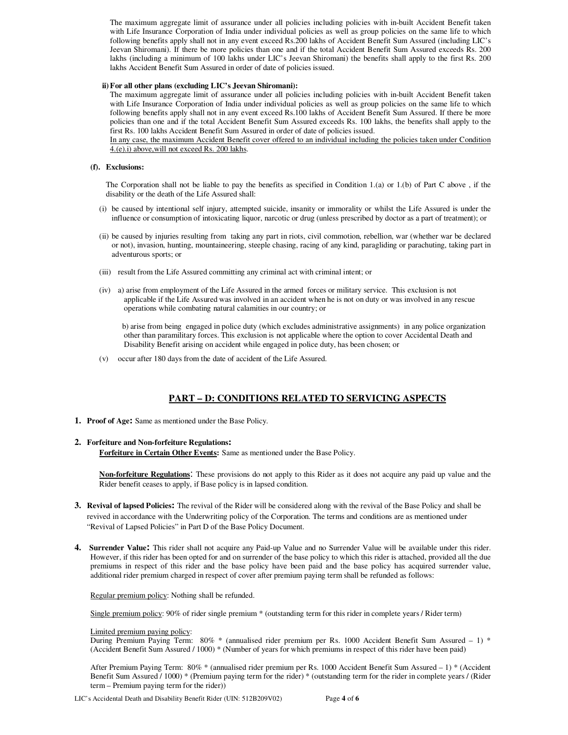The maximum aggregate limit of assurance under all policies including policies with in-built Accident Benefit taken with Life Insurance Corporation of India under individual policies as well as group policies on the same life to which following benefits apply shall not in any event exceed Rs.200 lakhs of Accident Benefit Sum Assured (including LIC's Jeevan Shiromani). If there be more policies than one and if the total Accident Benefit Sum Assured exceeds Rs. 200 lakhs (including a minimum of 100 lakhs under LIC's Jeevan Shiromani) the benefits shall apply to the first Rs. 200 lakhs Accident Benefit Sum Assured in order of date of policies issued.

**ii) For all other plans (excluding LIC's Jeevan Shiromani):**

The maximum aggregate limit of assurance under all policies including policies with in-built Accident Benefit taken with Life Insurance Corporation of India under individual policies as well as group policies on the same life to which following benefits apply shall not in any event exceed Rs.100 lakhs of Accident Benefit Sum Assured. If there be more policies than one and if the total Accident Benefit Sum Assured exceeds Rs. 100 lakhs, the benefits shall apply to the first Rs. 100 lakhs Accident Benefit Sum Assured in order of date of policies issued.

<u>In any case, the maximum Accident Benefit cover offered to an individual including the policies taken under Condition 4.(e).i) above,will not exceed Rs. 200 lakhs</u>.

**(f). Exclusions:**

The Corporation shall not be liable to pay the benefits as specified in Condition 1.(a) or 1.(b) of Part C above , if the disability or the death of the Life Assured shall:

(i) be caused by intentional self injury, attempted suicide, insanity or immorality or whilst the Life Assured is under the influence or consumption of intoxicating liquor, narcotic or drug (unless prescribed by doctor as a part of treatment); or

(ii) be caused by injuries resulting from taking any part in riots, civil commotion, rebellion, war (whether war be declared or not), invasion, hunting, mountaineering, steeple chasing, racing of any kind, paragliding or parachuting, taking part in adventurous sports; or

(iii) result from the Life Assured committing any criminal act with criminal intent; or

(iv) a) arise from employment of the Life Assured in the armed forces or military service. This exclusion is not applicable if the Life Assured was involved in an accident when he is not on duty or was involved in any rescue operations while combating natural calamities in our country; or

b) arise from being engaged in police duty (which excludes administrative assignments) in any police organization other than paramilitary forces. This exclusion is not applicable where the option to cover Accidental Death and Disability Benefit arising on accident while engaged in police duty, has been chosen; or

(v) occur after 180 days from the date of accident of the Life Assured.

## PART – D: CONDITIONS RELATED TO SERVICING ASPECTS

**1. Proof of Age:** Same as mentioned under the Base Policy.

**2. Forfeiture and Non-forfeiture Regulations:**

**<u>Forfeiture in Certain Other Events</u>:** Same as mentioned under the Base Policy.

**<u>Non-forfeiture Regulations</u>**: These provisions do not apply to this Rider as it does not acquire any paid up value and the Rider benefit ceases to apply, if Base policy is in lapsed condition.

**3. Revival of lapsed Policies:** The revival of the Rider will be considered along with the revival of the Base Policy and shall be revived in accordance with the Underwriting policy of the Corporation. The terms and conditions are as mentioned under "Revival of Lapsed Policies" in Part D of the Base Policy Document.

**4. Surrender Value:** This rider shall not acquire any Paid-up Value and no Surrender Value will be available under this rider. However, if this rider has been opted for and on surrender of the base policy to which this rider is attached, provided all the due premiums in respect of this rider and the base policy have been paid and the base policy has acquired surrender value, additional rider premium charged in respect of cover after premium paying term shall be refunded as follows:

<u>Regular premium policy</u>: Nothing shall be refunded.

<u>Single premium policy</u>: 90% of rider single premium * (outstanding term for this rider in complete years / Rider term)

<u>Limited premium paying policy</u>:

During Premium Paying Term: 80% * (annualised rider premium per Rs. 1000 Accident Benefit Sum Assured – 1) * (Accident Benefit Sum Assured / 1000) * (Number of years for which premiums in respect of this rider have been paid)

After Premium Paying Term: 80% * (annualised rider premium per Rs. 1000 Accident Benefit Sum Assured – 1) * (Accident Benefit Sum Assured / 1000) * (Premium paying term for the rider) * (outstanding term for the rider in complete years / (Rider term – Premium paying term for the rider))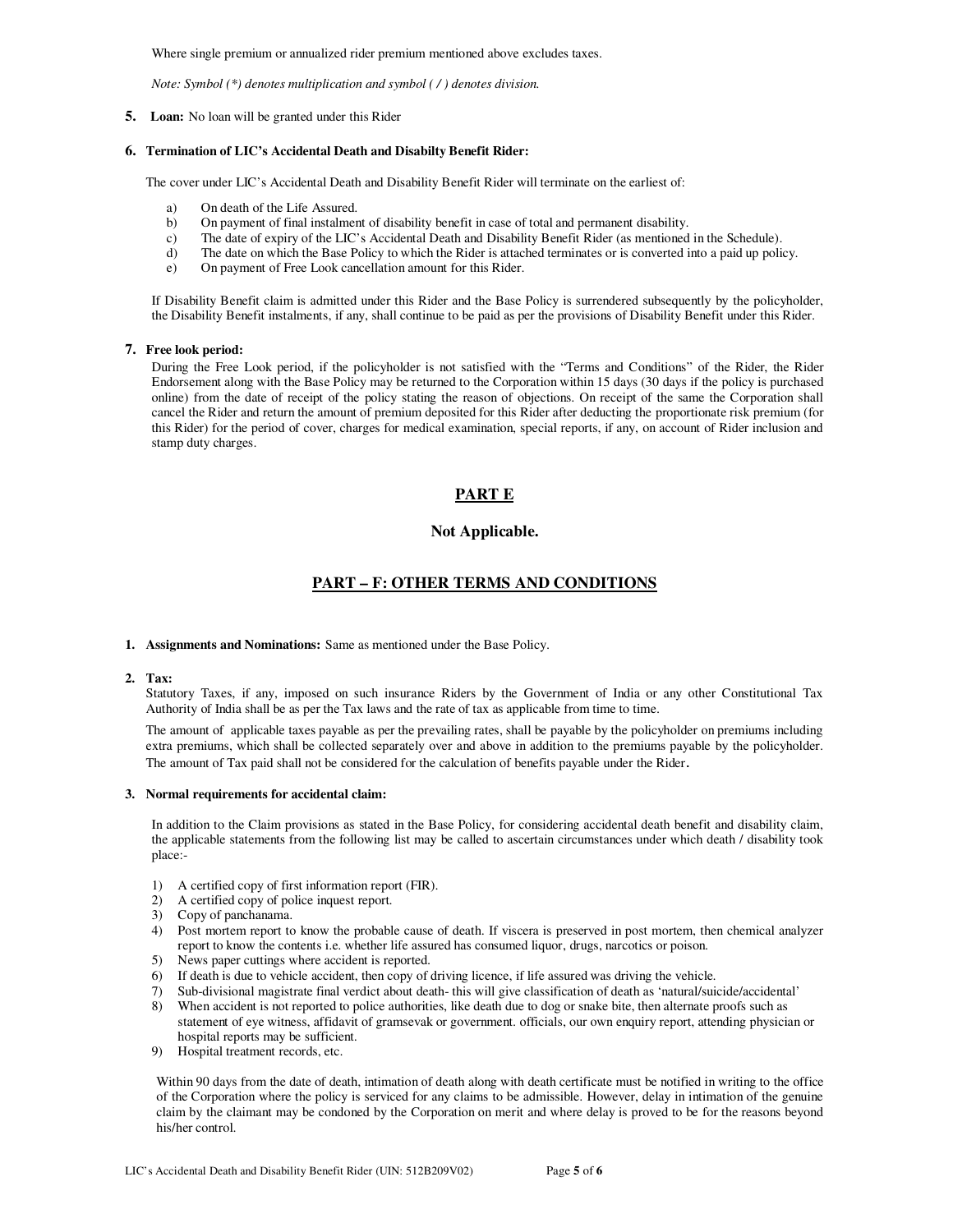Where single premium or annualized rider premium mentioned above excludes taxes.

*Note: Symbol (*) denotes multiplication and symbol ( / ) denotes division.*

**5. Loan:** No loan will be granted under this Rider

**6. Termination of LIC's Accidental Death and Disabilty Benefit Rider:**

The cover under LIC's Accidental Death and Disability Benefit Rider will terminate on the earliest of:

a) On death of the Life Assured.
b) On payment of final instalment of disability benefit in case of total and permanent disability.
c) The date of expiry of the LIC's Accidental Death and Disability Benefit Rider (as mentioned in the Schedule).
d) The date on which the Base Policy to which the Rider is attached terminates or is converted into a paid up policy.
e) On payment of Free Look cancellation amount for this Rider.

If Disability Benefit claim is admitted under this Rider and the Base Policy is surrendered subsequently by the policyholder, the Disability Benefit instalments, if any, shall continue to be paid as per the provisions of Disability Benefit under this Rider.

**7. Free look period:**

During the Free Look period, if the policyholder is not satisfied with the "Terms and Conditions" of the Rider, the Rider Endorsement along with the Base Policy may be returned to the Corporation within 15 days (30 days if the policy is purchased online) from the date of receipt of the policy stating the reason of objections. On receipt of the same the Corporation shall cancel the Rider and return the amount of premium deposited for this Rider after deducting the proportionate risk premium (for this Rider) for the period of cover, charges for medical examination, special reports, if any, on account of Rider inclusion and stamp duty charges.

## PART E

**Not Applicable.**

## PART – F: OTHER TERMS AND CONDITIONS

**1. Assignments and Nominations:** Same as mentioned under the Base Policy.

**2. Tax:**

Statutory Taxes, if any, imposed on such insurance Riders by the Government of India or any other Constitutional Tax Authority of India shall be as per the Tax laws and the rate of tax as applicable from time to time.

The amount of applicable taxes payable as per the prevailing rates, shall be payable by the policyholder on premiums including extra premiums, which shall be collected separately over and above in addition to the premiums payable by the policyholder. The amount of Tax paid shall not be considered for the calculation of benefits payable under the Rider.

**3. Normal requirements for accidental claim:**

In addition to the Claim provisions as stated in the Base Policy, for considering accidental death benefit and disability claim, the applicable statements from the following list may be called to ascertain circumstances under which death / disability took place:-

1) A certified copy of first information report (FIR).
2) A certified copy of police inquest report.
3) Copy of panchanama.
4) Post mortem report to know the probable cause of death. If viscera is preserved in post mortem, then chemical analyzer report to know the contents i.e. whether life assured has consumed liquor, drugs, narcotics or poison.
5) News paper cuttings where accident is reported.
6) If death is due to vehicle accident, then copy of driving licence, if life assured was driving the vehicle.
7) Sub-divisional magistrate final verdict about death- this will give classification of death as 'natural/suicide/accidental'
8) When accident is not reported to police authorities, like death due to dog or snake bite, then alternate proofs such as statement of eye witness, affidavit of gramsevak or government. officials, our own enquiry report, attending physician or hospital reports may be sufficient.
9) Hospital treatment records, etc.

Within 90 days from the date of death, intimation of death along with death certificate must be notified in writing to the office of the Corporation where the policy is serviced for any claims to be admissible. However, delay in intimation of the genuine claim by the claimant may be condoned by the Corporation on merit and where delay is proved to be for the reasons beyond his/her control.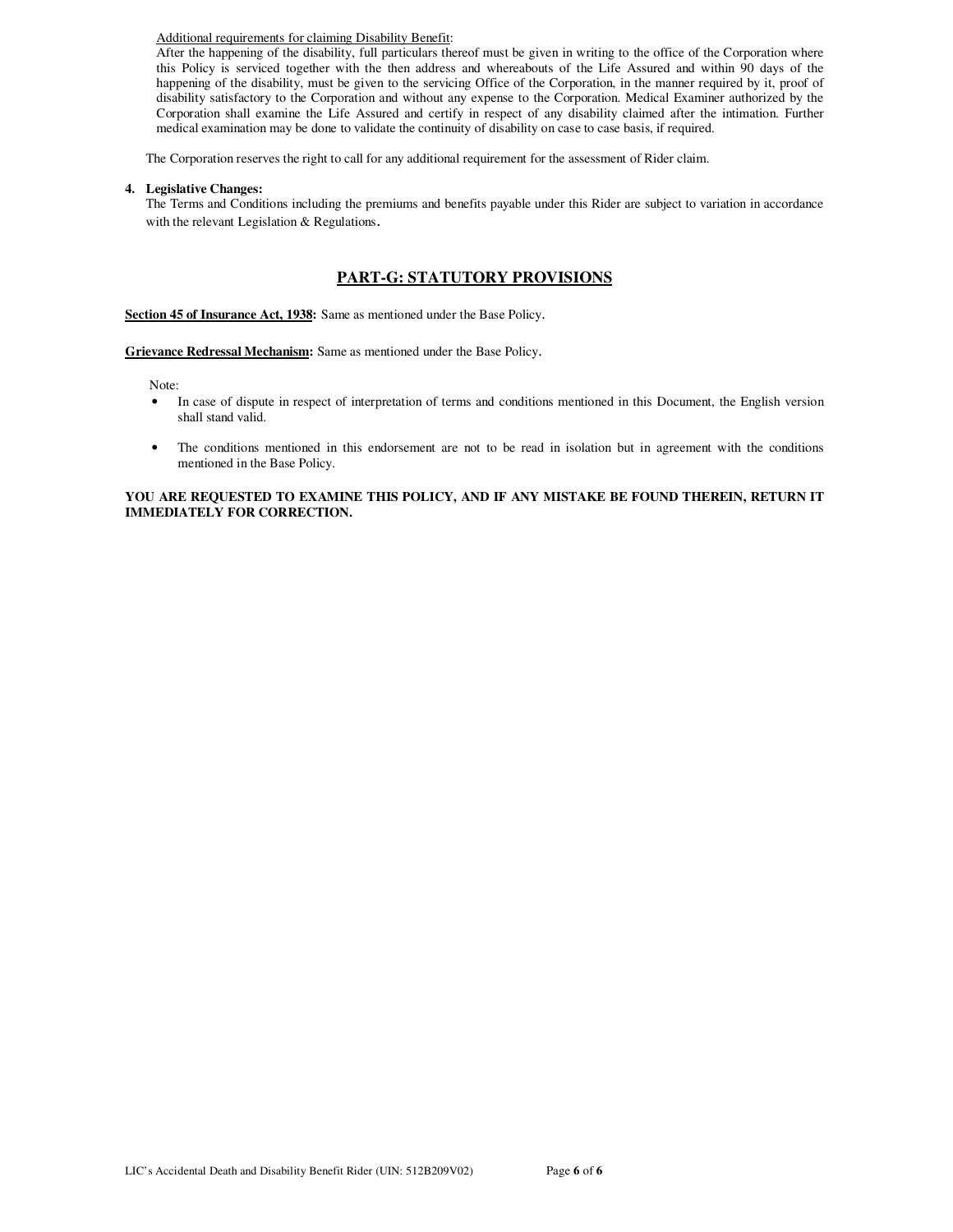Additional requirements for claiming Disability Benefit:

After the happening of the disability, full particulars thereof must be given in writing to the office of the Corporation where this Policy is serviced together with the then address and whereabouts of the Life Assured and within 90 days of the happening of the disability, must be given to the servicing Office of the Corporation, in the manner required by it, proof of disability satisfactory to the Corporation and without any expense to the Corporation. Medical Examiner authorized by the Corporation shall examine the Life Assured and certify in respect of any disability claimed after the intimation. Further medical examination may be done to validate the continuity of disability on case to case basis, if required.

The Corporation reserves the right to call for any additional requirement for the assessment of Rider claim.

**4. Legislative Changes:**

The Terms and Conditions including the premiums and benefits payable under this Rider are subject to variation in accordance with the relevant Legislation & Regulations.

## PART-G: STATUTORY PROVISIONS

**Section 45 of Insurance Act, 1938:** Same as mentioned under the Base Policy.

**Grievance Redressal Mechanism:** Same as mentioned under the Base Policy.

Note:

- In case of dispute in respect of interpretation of terms and conditions mentioned in this Document, the English version shall stand valid.
- The conditions mentioned in this endorsement are not to be read in isolation but in agreement with the conditions mentioned in the Base Policy.

**YOU ARE REQUESTED TO EXAMINE THIS POLICY, AND IF ANY MISTAKE BE FOUND THEREIN, RETURN IT IMMEDIATELY FOR CORRECTION.**